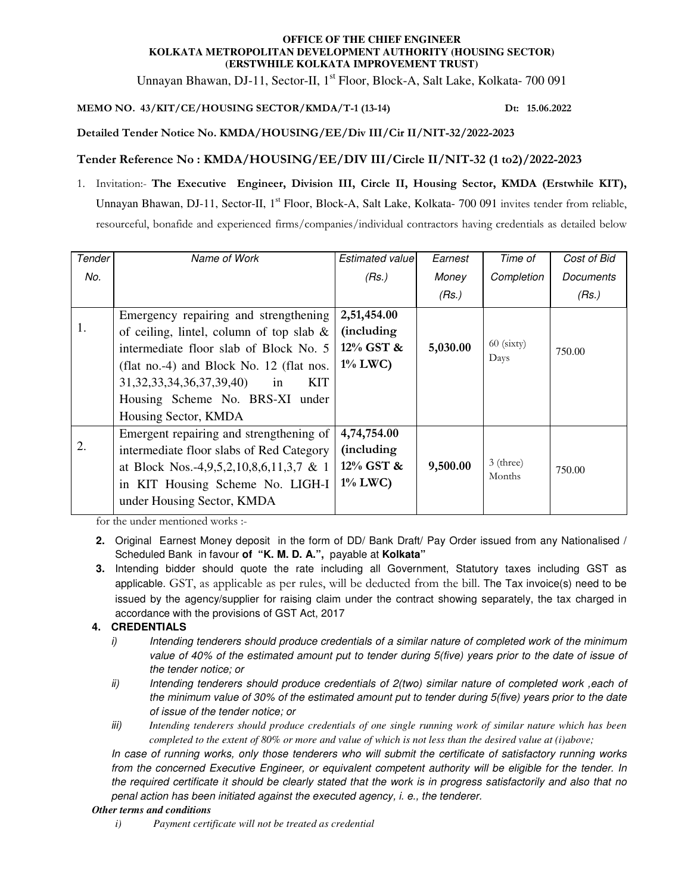**OFFICE OF THE CHIEF ENGINEER**
**KOLKATA METROPOLITAN DEVELOPMENT AUTHORITY (HOUSING SECTOR)**
**(ERSTWHILE KOLKATA IMPROVEMENT TRUST)**

Unnayan Bhawan, DJ-11, Sector-II, 1st Floor, Block-A, Salt Lake, Kolkata- 700 091

**MEMO NO. 43/KIT/CE/HOUSING SECTOR/KMDA/T-1 (13-14)** **Dt: 15.06.2022**

**Detailed Tender Notice No. KMDA/HOUSING/EE/Div III/Cir II/NIT-32/2022-2023**

**Tender Reference No : KMDA/HOUSING/EE/DIV III/Circle II/NIT-32 (1 to2)/2022-2023**

1. Invitation:- **The Executive Engineer, Division III, Circle II, Housing Sector, KMDA (Erstwhile KIT),** Unnayan Bhawan, DJ-11, Sector-II, 1st Floor, Block-A, Salt Lake, Kolkata- 700 091 invites tender from reliable, resourceful, bonafide and experienced firms/companies/individual contractors having credentials as detailed below

| *Tender No.* | *Name of Work* | *Estimated value (Rs.)* | *Earnest Money (Rs.)* | *Time of Completion* | *Cost of Bid Documents (Rs.)* |
|---|---|---|---|---|---|
| 1. | Emergency repairing and strengthening of ceiling, lintel, column of top slab & intermediate floor slab of Block No. 5 (flat no.-4) and Block No. 12 (flat nos. 31,32,33,34,36,37,39,40) in KIT Housing Scheme No. BRS-XI under Housing Sector, KMDA | **2,51,454.00 (including 12% GST & 1% LWC)** | **5,030.00** | 60 (sixty) Days | 750.00 |
| 2. | Emergent repairing and strengthening of intermediate floor slabs of Red Category at Block Nos.-4,9,5,2,10,8,6,11,3,7 & 1 in KIT Housing Scheme No. LIGH-I under Housing Sector, KMDA | **4,74,754.00 (including 12% GST & 1% LWC)** | **9,500.00** | 3 (three) Months | 750.00 |

for the under mentioned works :-

2. Original Earnest Money deposit in the form of DD/ Bank Draft/ Pay Order issued from any Nationalised / Scheduled Bank in favour **of "K. M. D. A.",** payable at **Kolkata"**
3. Intending bidder should quote the rate including all Government, Statutory taxes including GST as applicable. GST, as applicable as per rules, will be deducted from the bill. The Tax invoice(s) need to be issued by the agency/supplier for raising claim under the contract showing separately, the tax charged in accordance with the provisions of GST Act, 2017

**4. CREDENTIALS**

*i) Intending tenderers should produce credentials of a similar nature of completed work of the minimum value of 40% of the estimated amount put to tender during 5(five) years prior to the date of issue of the tender notice; or*

*ii) Intending tenderers should produce credentials of 2(two) similar nature of completed work ,each of the minimum value of 30% of the estimated amount put to tender during 5(five) years prior to the date of issue of the tender notice; or*

*iii) Intending tenderers should produce credentials of one single running work of similar nature which has been completed to the extent of 80% or more and value of which is not less than the desired value at (i)above;*

*In case of running works, only those tenderers who will submit the certificate of satisfactory running works from the concerned Executive Engineer, or equivalent competent authority will be eligible for the tender. In the required certificate it should be clearly stated that the work is in progress satisfactorily and also that no penal action has been initiated against the executed agency, i. e., the tenderer.*

***Other terms and conditions***

*i) Payment certificate will not be treated as credential*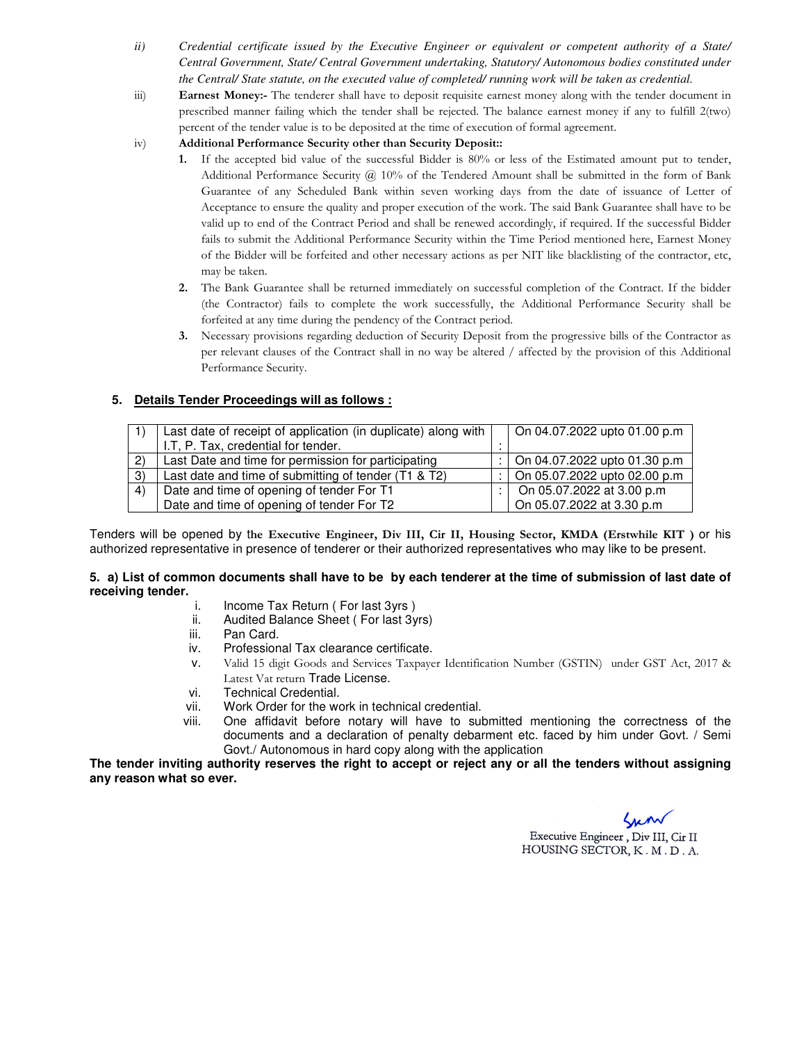ii) *Credential certificate issued by the Executive Engineer or equivalent or competent authority of a State/ Central Government, State/ Central Government undertaking, Statutory/ Autonomous bodies constituted under the Central/ State statute, on the executed value of completed/ running work will be taken as credential.*

iii) **Earnest Money:-** The tenderer shall have to deposit requisite earnest money along with the tender document in prescribed manner failing which the tender shall be rejected. The balance earnest money if any to fulfill 2(two) percent of the tender value is to be deposited at the time of execution of formal agreement.

iv) **Additional Performance Security other than Security Deposit::**

1. If the accepted bid value of the successful Bidder is 80% or less of the Estimated amount put to tender, Additional Performance Security @ 10% of the Tendered Amount shall be submitted in the form of Bank Guarantee of any Scheduled Bank within seven working days from the date of issuance of Letter of Acceptance to ensure the quality and proper execution of the work. The said Bank Guarantee shall have to be valid up to end of the Contract Period and shall be renewed accordingly, if required. If the successful Bidder fails to submit the Additional Performance Security within the Time Period mentioned here, Earnest Money of the Bidder will be forfeited and other necessary actions as per NIT like blacklisting of the contractor, etc, may be taken.
2. The Bank Guarantee shall be returned immediately on successful completion of the Contract. If the bidder (the Contractor) fails to complete the work successfully, the Additional Performance Security shall be forfeited at any time during the pendency of the Contract period.
3. Necessary provisions regarding deduction of Security Deposit from the progressive bills of the Contractor as per relevant clauses of the Contract shall in no way be altered / affected by the provision of this Additional Performance Security.

## 5. Details Tender Proceedings will as follows :

| | | | |
|---|---|---|---|
| 1) | Last date of receipt of application (in duplicate) along with I.T, P. Tax, credential for tender. | : | On 04.07.2022 upto 01.00 p.m |
| 2) | Last Date and time for permission for participating | : | On 04.07.2022 upto 01.30 p.m |
| 3) | Last date and time of submitting of tender (T1 & T2) | : | On 05.07.2022 upto 02.00 p.m |
| 4) | Date and time of opening of tender For T1<br>Date and time of opening of tender For T2 | : | On 05.07.2022 at 3.00 p.m<br>On 05.07.2022 at 3.30 p.m |

Tenders will be opened by t**he Executive Engineer, Div III, Cir II, Housing Sector, KMDA (Erstwhile KIT )** or his authorized representative in presence of tenderer or their authorized representatives who may like to be present.

**5. a) List of common documents shall have to be by each tenderer at the time of submission of last date of receiving tender.**

i. Income Tax Return ( For last 3yrs )
ii. Audited Balance Sheet ( For last 3yrs)
iii. Pan Card.
iv. Professional Tax clearance certificate.
v. Valid 15 digit Goods and Services Taxpayer Identification Number (GSTIN) under GST Act, 2017 & Latest Vat return Trade License.
vi. Technical Credential.
vii. Work Order for the work in technical credential.
viii. One affidavit before notary will have to submitted mentioning the correctness of the documents and a declaration of penalty debarment etc. faced by him under Govt. / Semi Govt./ Autonomous in hard copy along with the application

**The tender inviting authority reserves the right to accept or reject any or all the tenders without assigning any reason what so ever.**

Executive Engineer , Div III, Cir II
HOUSING SECTOR, K . M . D . A.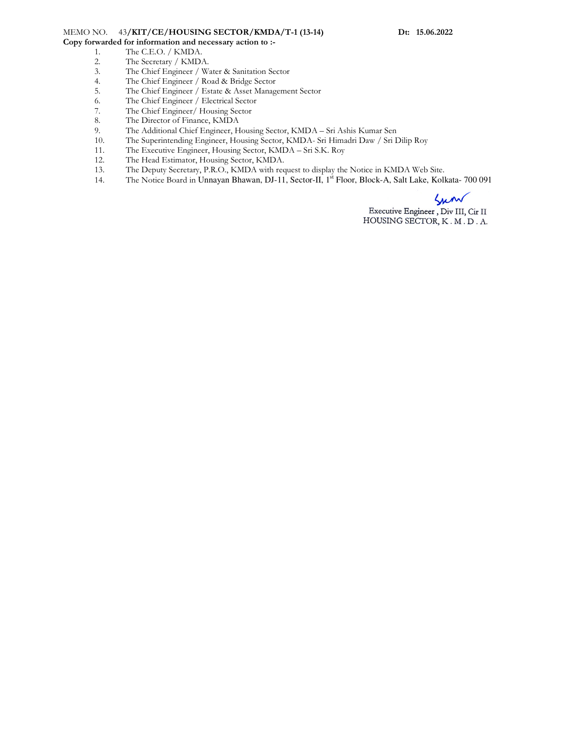MEMO NO. 43**/KIT/CE/HOUSING SECTOR/KMDA/T-1 (13-14)** **Dt: 15.06.2022**

**Copy forwarded for information and necessary action to :-**

1. The C.E.O. / KMDA.
2. The Secretary / KMDA.
3. The Chief Engineer / Water & Sanitation Sector
4. The Chief Engineer / Road & Bridge Sector
5. The Chief Engineer / Estate & Asset Management Sector
6. The Chief Engineer / Electrical Sector
7. The Chief Engineer/ Housing Sector
8. The Director of Finance, KMDA
9. The Additional Chief Engineer, Housing Sector, KMDA – Sri Ashis Kumar Sen
10. The Superintending Engineer, Housing Sector, KMDA- Sri Himadri Daw / Sri Dilip Roy
11. The Executive Engineer, Housing Sector, KMDA – Sri S.K. Roy
12. The Head Estimator, Housing Sector, KMDA.
13. The Deputy Secretary, P.R.O., KMDA with request to display the Notice in KMDA Web Site.
14. The Notice Board in Unnayan Bhawan, DJ-11, Sector-II, 1st Floor, Block-A, Salt Lake, Kolkata- 700 091

Executive Engineer , Div III, Cir II
HOUSING SECTOR, K . M . D . A.